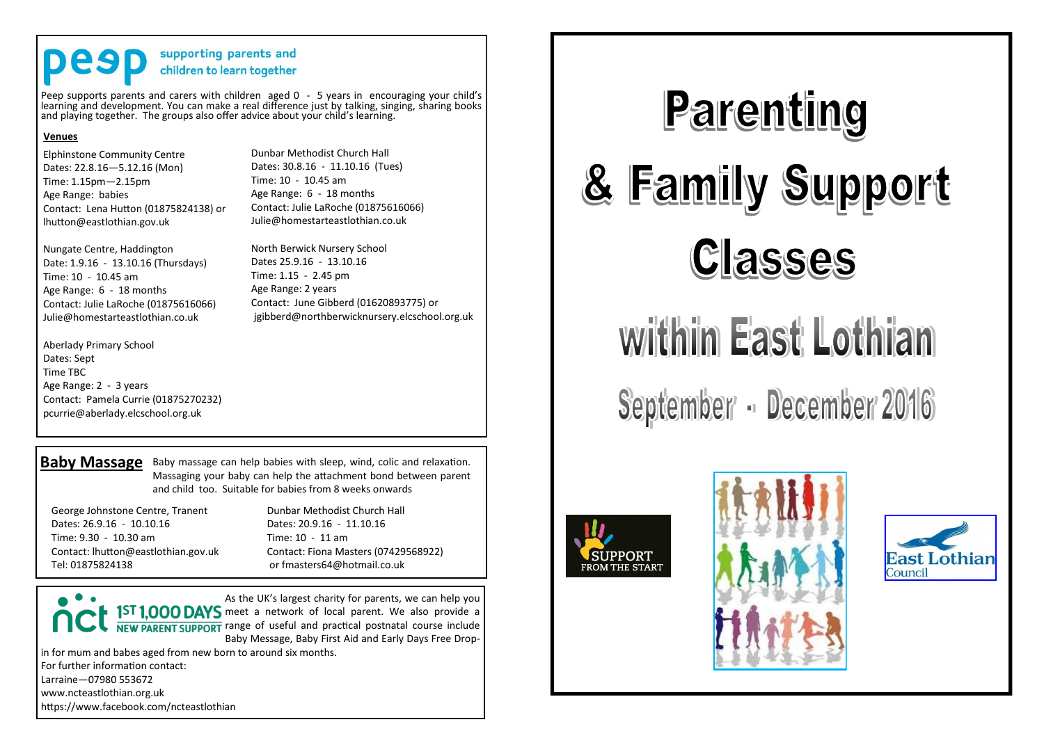# Parenting & Family Support Classes within East Lothian

## September - December 2016

SUPPORT FROM THE START

East Lothian Council

---

## peep

supporting parents and children to learn together

Peep supports parents and carers with children aged 0 - 5 years in encouraging your child's learning and development. You can make a real difference just by talking, singing, sharing books and playing together. The groups also offer advice about your child's learning.

**Venues**

Elphinstone Community Centre
Dates: 22.8.16—5.12.16 (Mon)
Time: 1.15pm—2.15pm
Age Range: babies
Contact: Lena Hutton (01875824138) or lhutton@eastlothian.gov.uk

Nungate Centre, Haddington
Date: 1.9.16 - 13.10.16 (Thursdays)
Time: 10 - 10.45 am
Age Range: 6 - 18 months
Contact: Julie LaRoche (01875616066)
Julie@homestarteastlothian.co.uk

Aberlady Primary School
Dates: Sept
Time TBC
Age Range: 2 - 3 years
Contact: Pamela Currie (01875270232)
pcurrie@aberlady.elcschool.org.uk

Dunbar Methodist Church Hall
Dates: 30.8.16 - 11.10.16 (Tues)
Time: 10 - 10.45 am
Age Range: 6 - 18 months
Contact: Julie LaRoche (01875616066)
Julie@homestarteastlothian.co.uk

North Berwick Nursery School
Dates 25.9.16 - 13.10.16
Time: 1.15 - 2.45 pm
Age Range: 2 years
Contact: June Gibberd (01620893775) or
jgibberd@northberwicknursery.elcschool.org.uk

## Baby Massage

Baby massage can help babies with sleep, wind, colic and relaxation. Massaging your baby can help the attachment bond between parent and child too. Suitable for babies from 8 weeks onwards

George Johnstone Centre, Tranent
Dates: 26.9.16 - 10.10.16
Time: 9.30 - 10.30 am
Contact: lhutton@eastlothian.gov.uk
Tel: 01875824138

Dunbar Methodist Church Hall
Dates: 20.9.16 - 11.10.16
Time: 10 - 11 am
Contact: Fiona Masters (07429568922)
or fmasters64@hotmail.co.uk

## nct 1ST 1,000 DAYS NEW PARENT SUPPORT

As the UK's largest charity for parents, we can help you meet a network of local parent. We also provide a range of useful and practical postnatal course include Baby Message, Baby First Aid and Early Days Free Drop-in for mum and babes aged from new born to around six months.

For further information contact:
Larraine—07980 553672
www.ncteastlothian.org.uk
https://www.facebook.com/ncteastlothian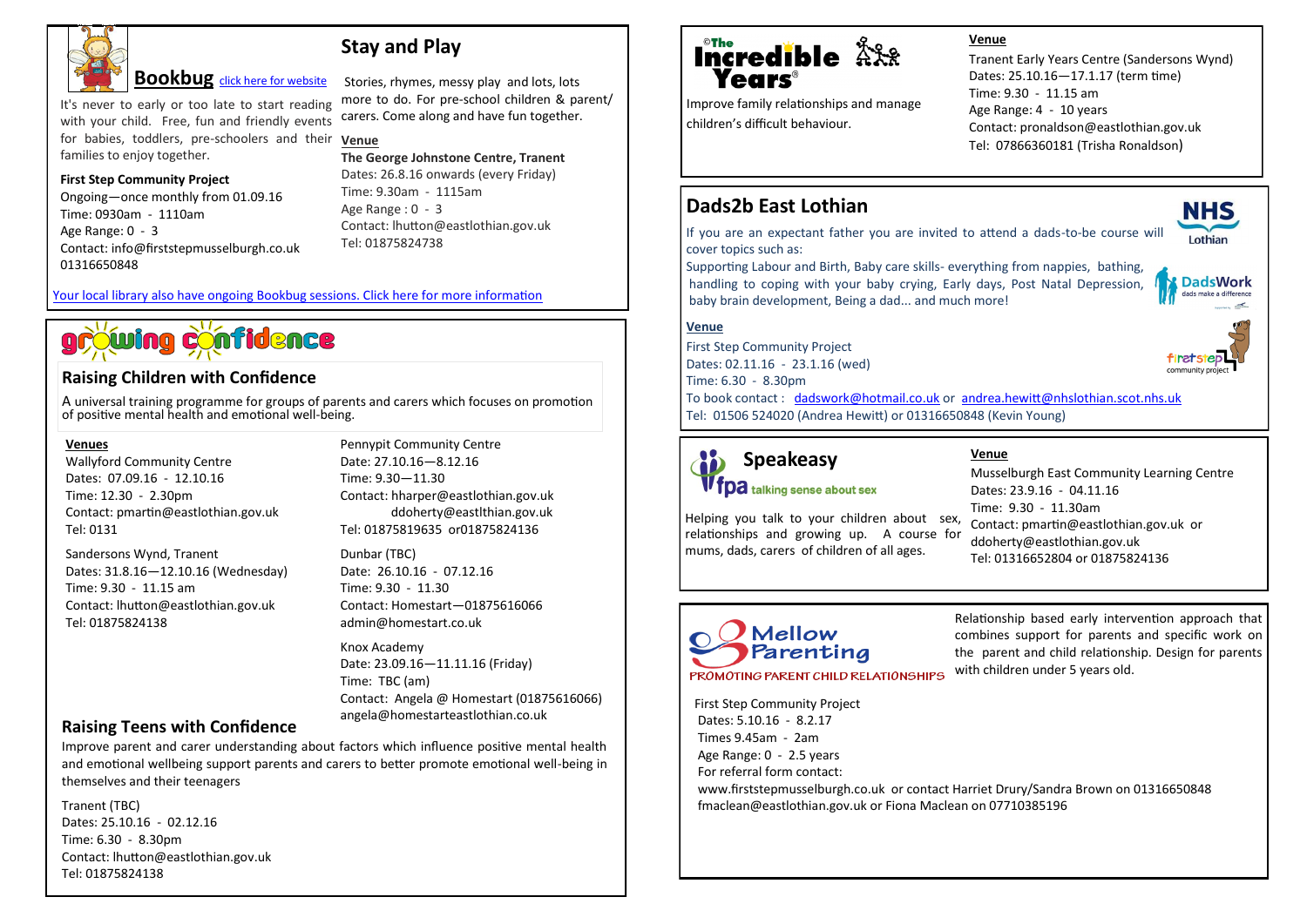## Bookbug [click here for website](#)

It's never to early or too late to start reading with your child. Free, fun and friendly events for babies, toddlers, pre-schoolers and their families to enjoy together.

**First Step Community Project**
Ongoing—once monthly from 01.09.16
Time: 0930am - 1110am
Age Range: 0 - 3
Contact: info@firststepmusselburgh.co.uk
01316650848

## Stay and Play

Stories, rhymes, messy play and lots, lots more to do. For pre-school children & parent/carers. Come along and have fun together.

**Venue**

**The George Johnstone Centre, Tranent**
Dates: 26.8.16 onwards (every Friday)
Time: 9.30am - 1115am
Age Range : 0 - 3
Contact: lhutton@eastlothian.gov.uk
Tel: 01875824738

Your local library also have ongoing Bookbug sessions. Click here for more information

# growing confidence

## Raising Children with Confidence

A universal training programme for groups of parents and carers which focuses on promotion of positive mental health and emotional well-being.

**Venues**

Wallyford Community Centre
Dates: 07.09.16 - 12.10.16
Time: 12.30 - 2.30pm
Contact: pmartin@eastlothian.gov.uk
Tel: 0131

Sandersons Wynd, Tranent
Dates: 31.8.16—12.10.16 (Wednesday)
Time: 9.30 - 11.15 am
Contact: lhutton@eastlothian.gov.uk
Tel: 01875824138

Pennypit Community Centre
Date: 27.10.16—8.12.16
Time: 9.30—11.30
Contact: hharper@eastlothian.gov.uk
ddoherty@eastlthian.gov.uk
Tel: 01875819635 or01875824136

Dunbar (TBC)
Date: 26.10.16 - 07.12.16
Time: 9.30 - 11.30
Contact: Homestart—01875616066
admin@homestart.co.uk

Knox Academy
Date: 23.09.16—11.11.16 (Friday)
Time: TBC (am)
Contact: Angela @ Homestart (01875616066)
angela@homestarteastlothian.co.uk

## Raising Teens with Confidence

Improve parent and carer understanding about factors which influence positive mental health and emotional wellbeing support parents and carers to better promote emotional well-being in themselves and their teenagers

Tranent (TBC)
Dates: 25.10.16 - 02.12.16
Time: 6.30 - 8.30pm
Contact: lhutton@eastlothian.gov.uk
Tel: 01875824138

## The Incredible Years

Improve family relationships and manage children's difficult behaviour.

**Venue**

Tranent Early Years Centre (Sandersons Wynd)
Dates: 25.10.16—17.1.17 (term time)
Time: 9.30 - 11.15 am
Age Range: 4 - 10 years
Contact: pronaldson@eastlothian.gov.uk
Tel: 07866360181 (Trisha Ronaldson)

## Dads2b East Lothian

If you are an expectant father you are invited to attend a dads-to-be course will cover topics such as:

Supporting Labour and Birth, Baby care skills- everything from nappies, bathing, handling to coping with your baby crying, Early days, Post Natal Depression, baby brain development, Being a dad... and much more!

**Venue**

First Step Community Project
Dates: 02.11.16 - 23.1.16 (wed)
Time: 6.30 - 8.30pm
To book contact : dadswork@hotmail.co.uk or andrea.hewitt@nhslothian.scot.nhs.uk
Tel: 01506 524020 (Andrea Hewitt) or 01316650848 (Kevin Young)

## Speakeasy

fpa talking sense about sex

Helping you talk to your children about sex, relationships and growing up. A course for mums, dads, carers of children of all ages.

**Venue**

Musselburgh East Community Learning Centre
Dates: 23.9.16 - 04.11.16
Time: 9.30 - 11.30am
Contact: pmartin@eastlothian.gov.uk or ddoherty@eastlothian.gov.uk
Tel: 01316652804 or 01875824136

## Mellow Parenting

PROMOTING PARENT CHILD RELATIONSHIPS

Relationship based early intervention approach that combines support for parents and specific work on the parent and child relationship. Design for parents with children under 5 years old.

First Step Community Project
Dates: 5.10.16 - 8.2.17
Times 9.45am - 2am
Age Range: 0 - 2.5 years
For referral form contact:
www.firststepmusselburgh.co.uk or contact Harriet Drury/Sandra Brown on 01316650848
fmaclean@eastlothian.gov.uk or Fiona Maclean on 07710385196